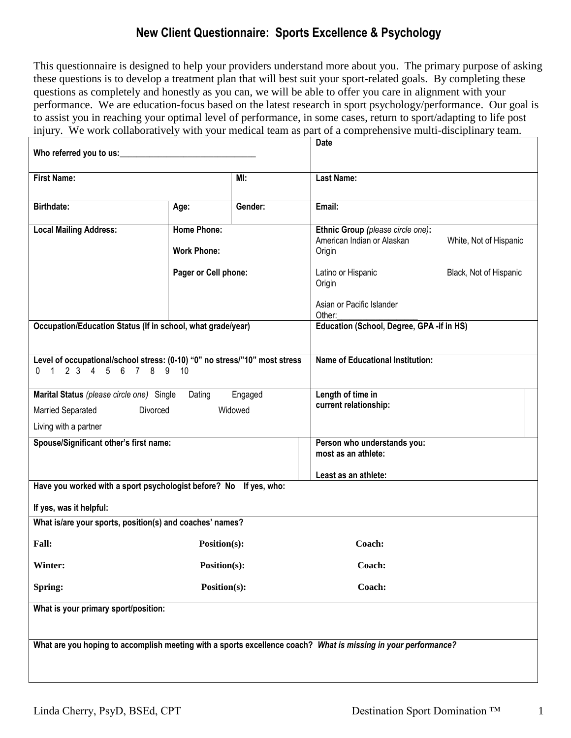# New Client Questionnaire: Sports Excellence & Psychology

This questionnaire is designed to help your providers understand more about you. The primary purpose of asking these questions is to develop a treatment plan that will best suit your sport-related goals. By completing these questions as completely and honestly as you can, we will be able to offer you care in alignment with your performance. We are education-focus based on the latest research in sport psychology/performance. Our goal is to assist you in reaching your optimal level of performance, in some cases, return to sport/adapting to life post injury. We work collaboratively with your medical team as part of a comprehensive multi-disciplinary team.

| | | | |
|---|---|---|---|
| **Who referred you to us:**_______________________________ | | | **Date** |
| **First Name:** | | **MI:** | **Last Name:** |
| **Birthdate:** | **Age:** | **Gender:** | **Email:** |
| **Local Mailing Address:** | **Home Phone:**<br><br>**Work Phone:**<br><br>**Pager or Cell phone:** | | **Ethnic Group** *(please circle one)*:<br>American Indian or Alaskan Origin &nbsp;&nbsp; White, Not of Hispanic<br>Latino or Hispanic Origin &nbsp;&nbsp; Black, Not of Hispanic<br>Asian or Pacific Islander<br>Other:___________________ |
| **Occupation/Education Status (If in school, what grade/year)** | | | **Education (School, Degree, GPA -if in HS)** |
| **Level of occupational/school stress: (0-10) "0" no stress/"10" most stress**<br>0 1 2 3 4 5 6 7 8 9 10 | | | **Name of Educational Institution:** |
| **Marital Status** *(please circle one)* Single Dating Engaged<br>Married Separated Divorced Widowed<br>Living with a partner | | | **Length of time in current relationship:** |
| **Spouse/Significant other's first name:** | | | **Person who understands you:**<br>**most as an athlete:**<br><br>**Least as an athlete:** |

**Have you worked with a sport psychologist before? No If yes, who:**

**If yes, was it helpful:**

**What is/are your sports, position(s) and coaches' names?**

| | | |
|---|---|---|
| **Fall:** | **Position(s):** | **Coach:** |
| **Winter:** | **Position(s):** | **Coach:** |
| **Spring:** | **Position(s):** | **Coach:** |

**What is your primary sport/position:**

**What are you hoping to accomplish meeting with a sports excellence coach?** ***What is missing in your performance?***

Linda Cherry, PsyD, BSEd, CPT — Destination Sport Domination ™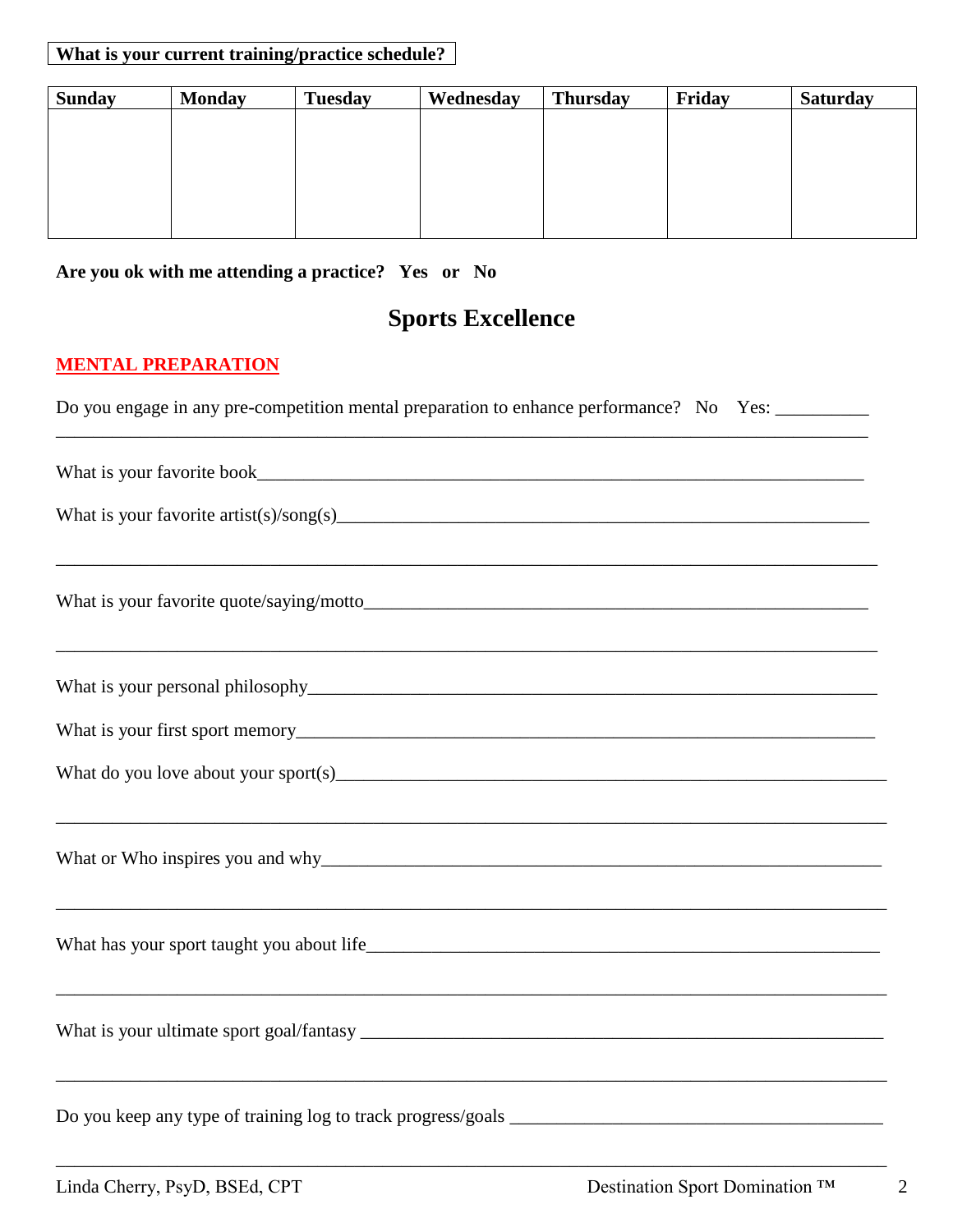**What is your current training/practice schedule?**

| Sunday | Monday | Tuesday | Wednesday | Thursday | Friday | Saturday |
|---|---|---|---|---|---|---|
| | | | | | | |

**Are you ok with me attending a practice? Yes or No**

## Sports Excellence

### MENTAL PREPARATION

Do you engage in any pre-competition mental preparation to enhance performance? No Yes: __________
_____________________________________________________________________________________

What is your favorite book_______________________________________________________________

What is your favorite artist(s)/song(s)______________________________________________________
_____________________________________________________________________________________

What is your favorite quote/saying/motto___________________________________________________
_____________________________________________________________________________________

What is your personal philosophy_________________________________________________________

What is your first sport memory__________________________________________________________

What do you love about your sport(s)______________________________________________________
_____________________________________________________________________________________

What or Who inspires you and why________________________________________________________
_____________________________________________________________________________________

What has your sport taught you about life___________________________________________________
_____________________________________________________________________________________

What is your ultimate sport goal/fantasy ___________________________________________________
_____________________________________________________________________________________

Do you keep any type of training log to track progress/goals _________________________________
_____________________________________________________________________________________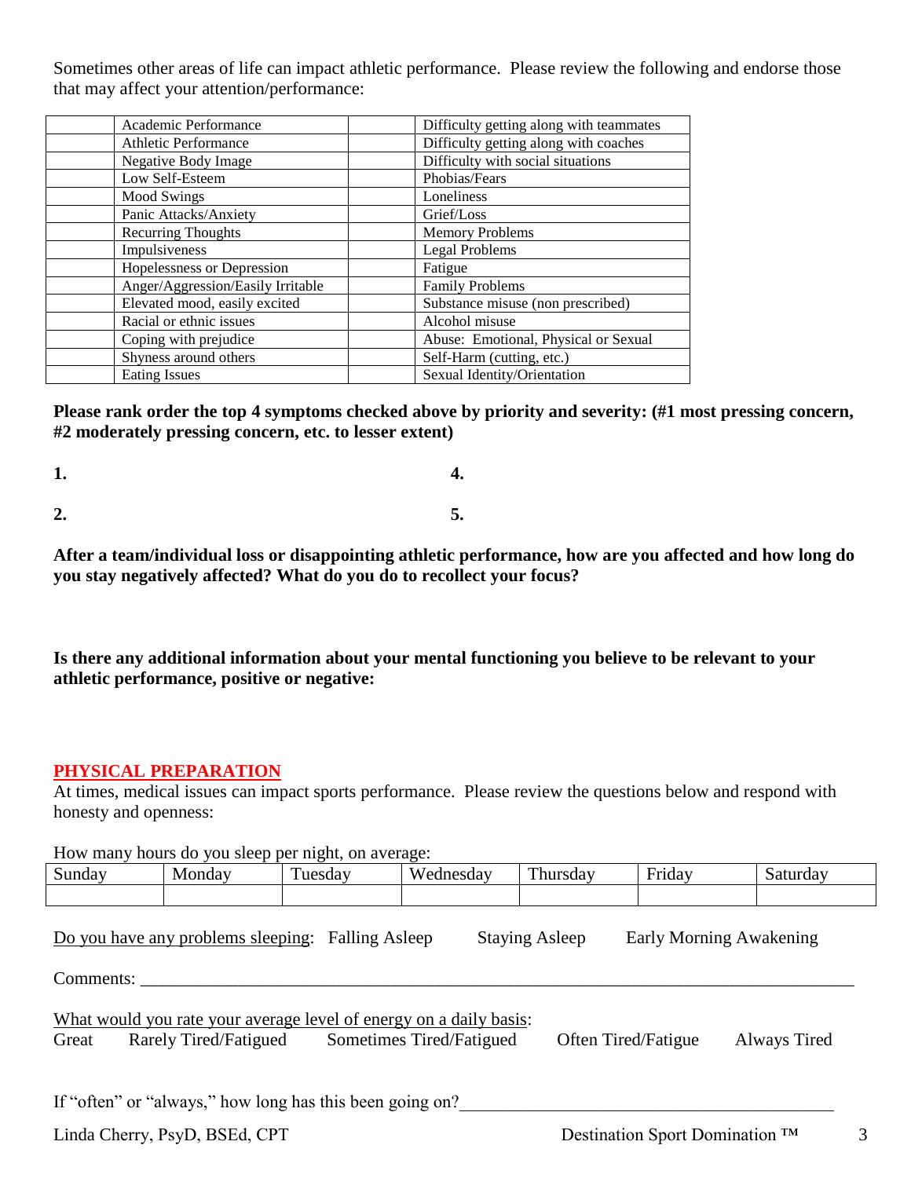Sometimes other areas of life can impact athletic performance. Please review the following and endorse those that may affect your attention/performance:

| | | | |
|---|---|---|---|
| | Academic Performance | | Difficulty getting along with teammates |
| | Athletic Performance | | Difficulty getting along with coaches |
| | Negative Body Image | | Difficulty with social situations |
| | Low Self-Esteem | | Phobias/Fears |
| | Mood Swings | | Loneliness |
| | Panic Attacks/Anxiety | | Grief/Loss |
| | Recurring Thoughts | | Memory Problems |
| | Impulsiveness | | Legal Problems |
| | Hopelessness or Depression | | Fatigue |
| | Anger/Aggression/Easily Irritable | | Family Problems |
| | Elevated mood, easily excited | | Substance misuse (non prescribed) |
| | Racial or ethnic issues | | Alcohol misuse |
| | Coping with prejudice | | Abuse: Emotional, Physical or Sexual |
| | Shyness around others | | Self-Harm (cutting, etc.) |
| | Eating Issues | | Sexual Identity/Orientation |

**Please rank order the top 4 symptoms checked above by priority and severity: (#1 most pressing concern, #2 moderately pressing concern, etc. to lesser extent)**

**1.** **4.**

**2.** **5.**

**After a team/individual loss or disappointing athletic performance, how are you affected and how long do you stay negatively affected? What do you do to recollect your focus?**

**Is there any additional information about your mental functioning you believe to be relevant to your athletic performance, positive or negative:**

## PHYSICAL PREPARATION

At times, medical issues can impact sports performance. Please review the questions below and respond with honesty and openness:

How many hours do you sleep per night, on average:

| Sunday | Monday | Tuesday | Wednesday | Thursday | Friday | Saturday |
|---|---|---|---|---|---|---|
| | | | | | | |

Do you have any problems sleeping: Falling Asleep Staying Asleep Early Morning Awakening

Comments: \_\_\_\_\_\_\_\_\_\_\_\_\_\_\_\_\_\_\_\_\_\_\_\_\_\_\_\_\_\_\_\_\_\_\_\_\_\_\_\_\_\_\_\_\_\_\_\_\_\_\_\_\_\_\_\_\_\_\_\_

What would you rate your average level of energy on a daily basis:
Great Rarely Tired/Fatigued Sometimes Tired/Fatigued Often Tired/Fatigue Always Tired

If "often" or "always," how long has this been going on?\_\_\_\_\_\_\_\_\_\_\_\_\_\_\_\_\_\_\_\_\_\_\_\_\_\_\_\_\_\_

Linda Cherry, PsyD, BSEd, CPT Destination Sport Domination ™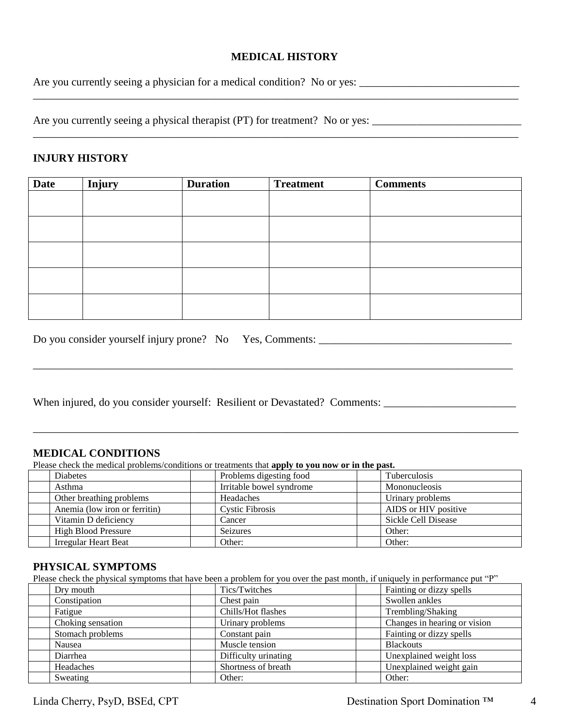## MEDICAL HISTORY

Are you currently seeing a physician for a medical condition? No or yes: ______________________________
_______________________________________________________________________________________________

Are you currently seeing a physical therapist (PT) for treatment? No or yes: ____________________________
_______________________________________________________________________________________________

## INJURY HISTORY

| Date | Injury | Duration | Treatment | Comments |
|---|---|---|---|---|
| | | | | |
| | | | | |
| | | | | |
| | | | | |
| | | | | |

Do you consider yourself injury prone? No Yes, Comments: ___________________________________

_______________________________________________________________________________________________

When injured, do you consider yourself: Resilient or Devastated? Comments: ________________________

_______________________________________________________________________________________________

## MEDICAL CONDITIONS

Please check the medical problems/conditions or treatments that **apply to you now or in the past.**

| | | | | | |
|---|---|---|---|---|---|
| | Diabetes | | Problems digesting food | | Tuberculosis |
| | Asthma | | Irritable bowel syndrome | | Mononucleosis |
| | Other breathing problems | | Headaches | | Urinary problems |
| | Anemia (low iron or ferritin) | | Cystic Fibrosis | | AIDS or HIV positive |
| | Vitamin D deficiency | | Cancer | | Sickle Cell Disease |
| | High Blood Pressure | | Seizures | | Other: |
| | Irregular Heart Beat | | Other: | | Other: |

## PHYSICAL SYMPTOMS

Please check the physical symptoms that have been a problem for you over the past month, if uniquely in performance put "P"

| | | | | | |
|---|---|---|---|---|---|
| | Dry mouth | | Tics/Twitches | | Fainting or dizzy spells |
| | Constipation | | Chest pain | | Swollen ankles |
| | Fatigue | | Chills/Hot flashes | | Trembling/Shaking |
| | Choking sensation | | Urinary problems | | Changes in hearing or vision |
| | Stomach problems | | Constant pain | | Fainting or dizzy spells |
| | Nausea | | Muscle tension | | Blackouts |
| | Diarrhea | | Difficulty urinating | | Unexplained weight loss |
| | Headaches | | Shortness of breath | | Unexplained weight gain |
| | Sweating | | Other: | | Other: |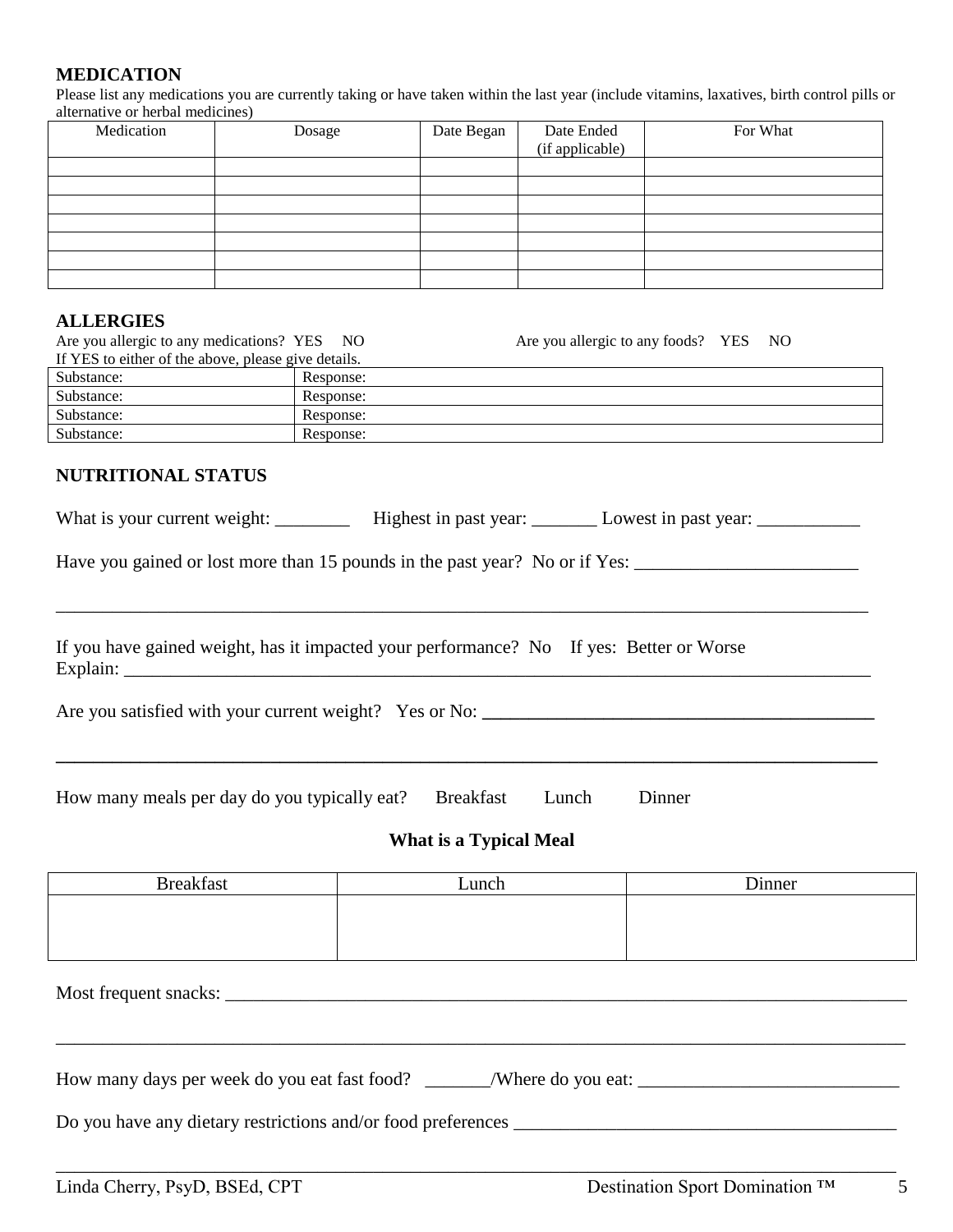## MEDICATION

Please list any medications you are currently taking or have taken within the last year (include vitamins, laxatives, birth control pills or alternative or herbal medicines)

| Medication | Dosage | Date Began | Date Ended (if applicable) | For What |
| --- | --- | --- | --- | --- |
| | | | | |
| | | | | |
| | | | | |
| | | | | |
| | | | | |
| | | | | |
| | | | | |

## ALLERGIES

Are you allergic to any medications? YES NO

Are you allergic to any foods? YES NO

If YES to either of the above, please give details.

| Substance: | Response: |
| --- | --- |
| Substance: | Response: |
| Substance: | Response: |
| Substance: | Response: |

## NUTRITIONAL STATUS

What is your current weight: ________ Highest in past year: _______ Lowest in past year: ___________

Have you gained or lost more than 15 pounds in the past year? No or if Yes: ________________________

_____________________________________________________________________________________

If you have gained weight, has it impacted your performance? No If yes: Better or Worse

Explain: _______________________________________________________________________________

Are you satisfied with your current weight? Yes or No: ________________________________________

_____________________________________________________________________________________

How many meals per day do you typically eat? Breakfast Lunch Dinner

**What is a Typical Meal**

| Breakfast | Lunch | Dinner |
| --- | --- | --- |
| | | |

Most frequent snacks: __________________________________________________________________________

_____________________________________________________________________________________

How many days per week do you eat fast food? _______/Where do you eat: ____________________________

Do you have any dietary restrictions and/or food preferences __________________________________________

_____________________________________________________________________________________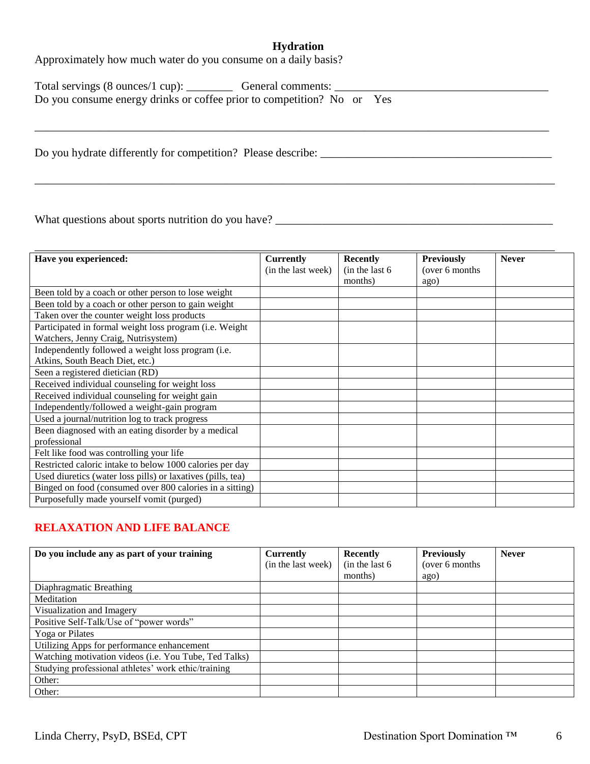### Hydration

Approximately how much water do you consume on a daily basis?

Total servings (8 ounces/1 cup): ________ General comments: ____________________________________

Do you consume energy drinks or coffee prior to competition? No or Yes

_____________________________________________________________________________________

Do you hydrate differently for competition? Please describe: _________________________________________

_____________________________________________________________________________________

What questions about sports nutrition do you have? ________________________________________________

_____________________________________________________________________________________

| **Have you experienced:** | **Currently** (in the last week) | **Recently** (in the last 6 months) | **Previously** (over 6 months ago) | **Never** |
|---|---|---|---|---|
| Been told by a coach or other person to lose weight | | | | |
| Been told by a coach or other person to gain weight | | | | |
| Taken over the counter weight loss products | | | | |
| Participated in formal weight loss program (i.e. Weight Watchers, Jenny Craig, Nutrisystem) | | | | |
| Independently followed a weight loss program (i.e. Atkins, South Beach Diet, etc.) | | | | |
| Seen a registered dietician (RD) | | | | |
| Received individual counseling for weight loss | | | | |
| Received individual counseling for weight gain | | | | |
| Independently/followed a weight-gain program | | | | |
| Used a journal/nutrition log to track progress | | | | |
| Been diagnosed with an eating disorder by a medical professional | | | | |
| Felt like food was controlling your life | | | | |
| Restricted caloric intake to below 1000 calories per day | | | | |
| Used diuretics (water loss pills) or laxatives (pills, tea) | | | | |
| Binged on food (consumed over 800 calories in a sitting) | | | | |
| Purposefully made yourself vomit (purged) | | | | |

## RELAXATION AND LIFE BALANCE

| **Do you include any as part of your training** | **Currently** (in the last week) | **Recently** (in the last 6 months) | **Previously** (over 6 months ago) | **Never** |
|---|---|---|---|---|
| Diaphragmatic Breathing | | | | |
| Meditation | | | | |
| Visualization and Imagery | | | | |
| Positive Self-Talk/Use of "power words" | | | | |
| Yoga or Pilates | | | | |
| Utilizing Apps for performance enhancement | | | | |
| Watching motivation videos (i.e. You Tube, Ted Talks) | | | | |
| Studying professional athletes' work ethic/training | | | | |
| Other: | | | | |
| Other: | | | | |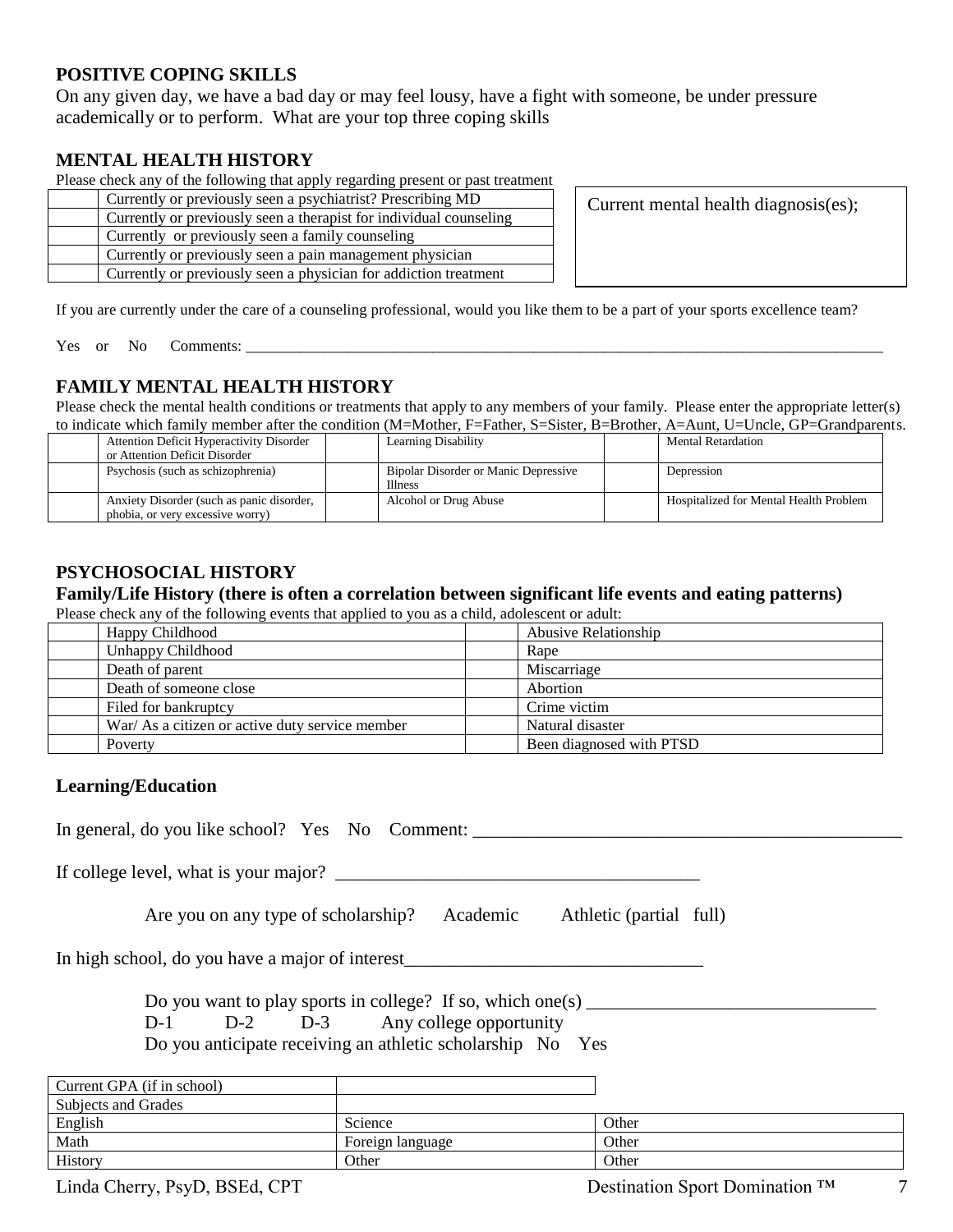## POSITIVE COPING SKILLS

On any given day, we have a bad day or may feel lousy, have a fight with someone, be under pressure academically or to perform. What are your top three coping skills

## MENTAL HEALTH HISTORY

Please check any of the following that apply regarding present or past treatment

| | |
|---|---|
| | Currently or previously seen a psychiatrist? Prescribing MD |
| | Currently or previously seen a therapist for individual counseling |
| | Currently or previously seen a family counseling |
| | Currently or previously seen a pain management physician |
| | Currently or previously seen a physician for addiction treatment |

| Current mental health diagnosis(es); |
|---|
| |

If you are currently under the care of a counseling professional, would you like them to be a part of your sports excellence team?

Yes or No Comments: ___________________________________________________________________________________

## FAMILY MENTAL HEALTH HISTORY

Please check the mental health conditions or treatments that apply to any members of your family. Please enter the appropriate letter(s) to indicate which family member after the condition (M=Mother, F=Father, S=Sister, B=Brother, A=Aunt, U=Uncle, GP=Grandparents.

| | | | | | |
|---|---|---|---|---|---|
| | Attention Deficit Hyperactivity Disorder or Attention Deficit Disorder | | Learning Disability | | Mental Retardation |
| | Psychosis (such as schizophrenia) | | Bipolar Disorder or Manic Depressive Illness | | Depression |
| | Anxiety Disorder (such as panic disorder, phobia, or very excessive worry) | | Alcohol or Drug Abuse | | Hospitalized for Mental Health Problem |

## PSYCHOSOCIAL HISTORY

### Family/Life History (there is often a correlation between significant life events and eating patterns)

Please check any of the following events that applied to you as a child, adolescent or adult:

| | | | |
|---|---|---|---|
| | Happy Childhood | | Abusive Relationship |
| | Unhappy Childhood | | Rape |
| | Death of parent | | Miscarriage |
| | Death of someone close | | Abortion |
| | Filed for bankruptcy | | Crime victim |
| | War/ As a citizen or active duty service member | | Natural disaster |
| | Poverty | | Been diagnosed with PTSD |

### Learning/Education

In general, do you like school? Yes No Comment: _______________________________________________

If college level, what is your major? _______________________________________

Are you on any type of scholarship? Academic Athletic (partial full)

In high school, do you have a major of interest________________________________

Do you want to play sports in college? If so, which one(s) ______________________________

D-1 D-2 D-3 Any college opportunity

Do you anticipate receiving an athletic scholarship No Yes

| | | |
|---|---|---|
| Current GPA (if in school) | | |
| Subjects and Grades | | |
| English | Science | Other |
| Math | Foreign language | Other |
| History | Other | Other |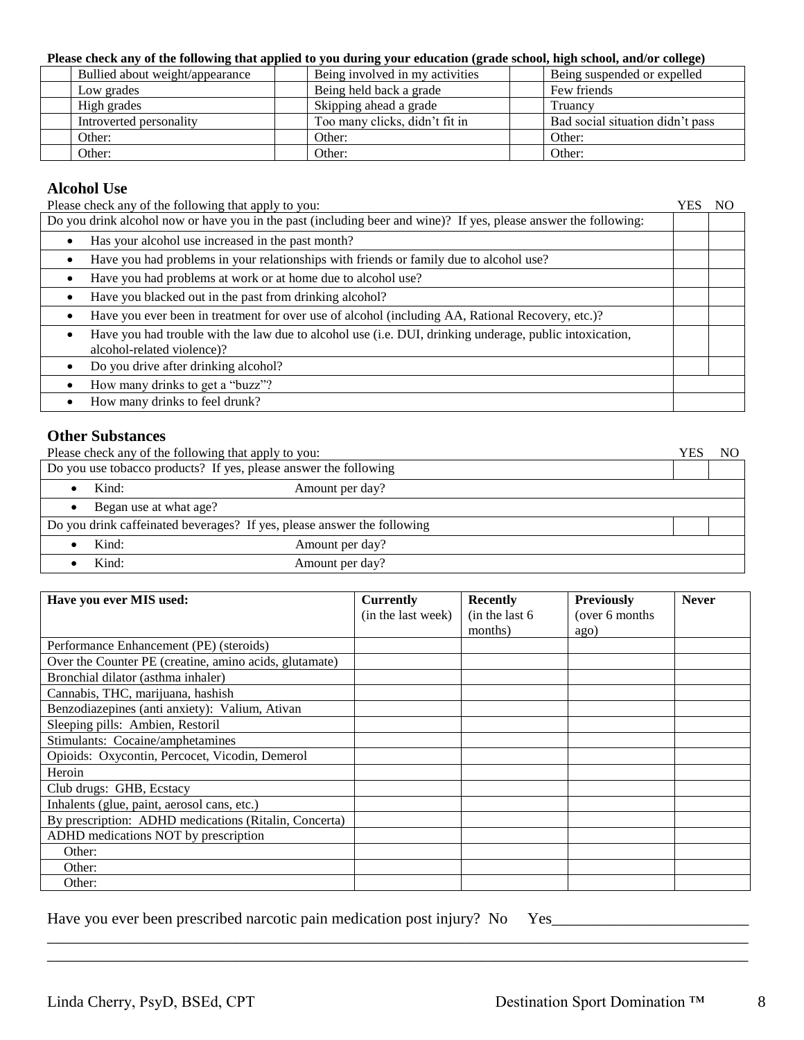**Please check any of the following that applied to you during your education (grade school, high school, and/or college)**

| | | | | | |
|---|---|---|---|---|---|
| | Bullied about weight/appearance | | Being involved in my activities | | Being suspended or expelled |
| | Low grades | | Being held back a grade | | Few friends |
| | High grades | | Skipping ahead a grade | | Truancy |
| | Introverted personality | | Too many clicks, didn't fit in | | Bad social situation didn't pass |
| | Other: | | Other: | | Other: |
| | Other: | | Other: | | Other: |

## Alcohol Use

| Please check any of the following that apply to you: | YES | NO |
|---|---|---|
| Do you drink alcohol now or have you in the past (including beer and wine)? If yes, please answer the following: | | |
| • Has your alcohol use increased in the past month? | | |
| • Have you had problems in your relationships with friends or family due to alcohol use? | | |
| • Have you had problems at work or at home due to alcohol use? | | |
| • Have you blacked out in the past from drinking alcohol? | | |
| • Have you ever been in treatment for over use of alcohol (including AA, Rational Recovery, etc.)? | | |
| • Have you had trouble with the law due to alcohol use (i.e. DUI, drinking underage, public intoxication, alcohol-related violence)? | | |
| • Do you drive after drinking alcohol? | | |
| • How many drinks to get a "buzz"? | | |
| • How many drinks to feel drunk? | | |

## Other Substances

| Please check any of the following that apply to you: | | YES | NO |
|---|---|---|---|
| Do you use tobacco products? If yes, please answer the following | | | |
| • Kind: | Amount per day? | | |
| • Began use at what age? | | | |
| Do you drink caffeinated beverages? If yes, please answer the following | | | |
| • Kind: | Amount per day? | | |
| • Kind: | Amount per day? | | |

| **Have you ever MIS used:** | **Currently** (in the last week) | **Recently** (in the last 6 months) | **Previously** (over 6 months ago) | **Never** |
|---|---|---|---|---|
| Performance Enhancement (PE) (steroids) | | | | |
| Over the Counter PE (creatine, amino acids, glutamate) | | | | |
| Bronchial dilator (asthma inhaler) | | | | |
| Cannabis, THC, marijuana, hashish | | | | |
| Benzodiazepines (anti anxiety): Valium, Ativan | | | | |
| Sleeping pills: Ambien, Restoril | | | | |
| Stimulants: Cocaine/amphetamines | | | | |
| Opioids: Oxycontin, Percocet, Vicodin, Demerol | | | | |
| Heroin | | | | |
| Club drugs: GHB, Ecstacy | | | | |
| Inhalents (glue, paint, aerosol cans, etc.) | | | | |
| By prescription: ADHD medications (Ritalin, Concerta) | | | | |
| ADHD medications NOT by prescription | | | | |
| Other: | | | | |
| Other: | | | | |
| Other: | | | | |

Have you ever been prescribed narcotic pain medication post injury? No Yes_________________________

_____________________________________________________________________________________

_____________________________________________________________________________________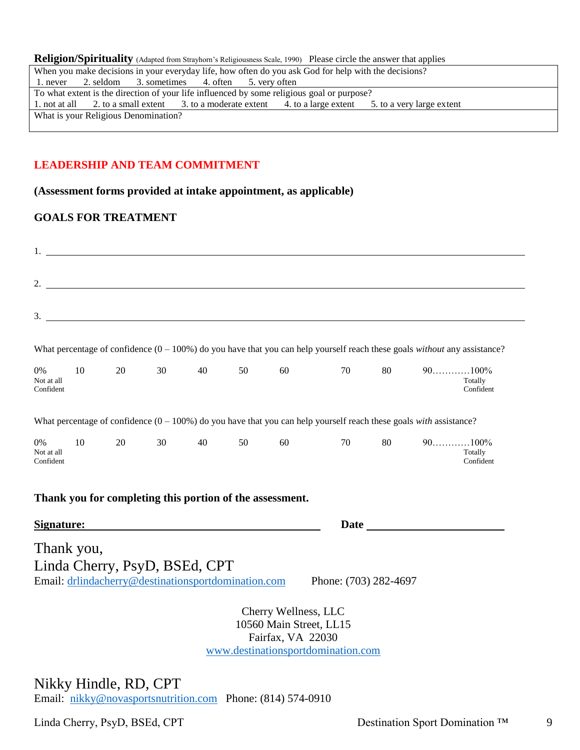**Religion/Spirituality** (Adapted from Strayhorn's Religiousness Scale, 1990) Please circle the answer that applies

| |
|---|
| When you make decisions in your everyday life, how often do you ask God for help with the decisions? |
| 1. never 2. seldom 3. sometimes 4. often 5. very often |
| To what extent is the direction of your life influenced by some religious goal or purpose? |
| 1. not at all 2. to a small extent 3. to a moderate extent 4. to a large extent 5. to a very large extent |
| What is your Religious Denomination? |

## LEADERSHIP AND TEAM COMMITMENT

**(Assessment forms provided at intake appointment, as applicable)**

## GOALS FOR TREATMENT

1. ______________________________________________

2. ______________________________________________

3. ______________________________________________

What percentage of confidence (0 – 100%) do you have that you can help yourself reach these goals *without* any assistance?

0% Not at all Confident    10    20    30    40    50    60    70    80    90…………100% Totally Confident

What percentage of confidence (0 – 100%) do you have that you can help yourself reach these goals *with* assistance?

0% Not at all Confident    10    20    30    40    50    60    70    80    90…………100% Totally Confident

**Thank you for completing this portion of the assessment.**

**Signature:** ______________________________ **Date** ____________________

Thank you,
Linda Cherry, PsyD, BSEd, CPT
Email: drlindacherry@destinationsportdomination.com    Phone: (703) 282-4697

Cherry Wellness, LLC
10560 Main Street, LL15
Fairfax, VA 22030
www.destinationsportdomination.com

Nikky Hindle, RD, CPT
Email: nikky@novasportsnutrition.com    Phone: (814) 574-0910